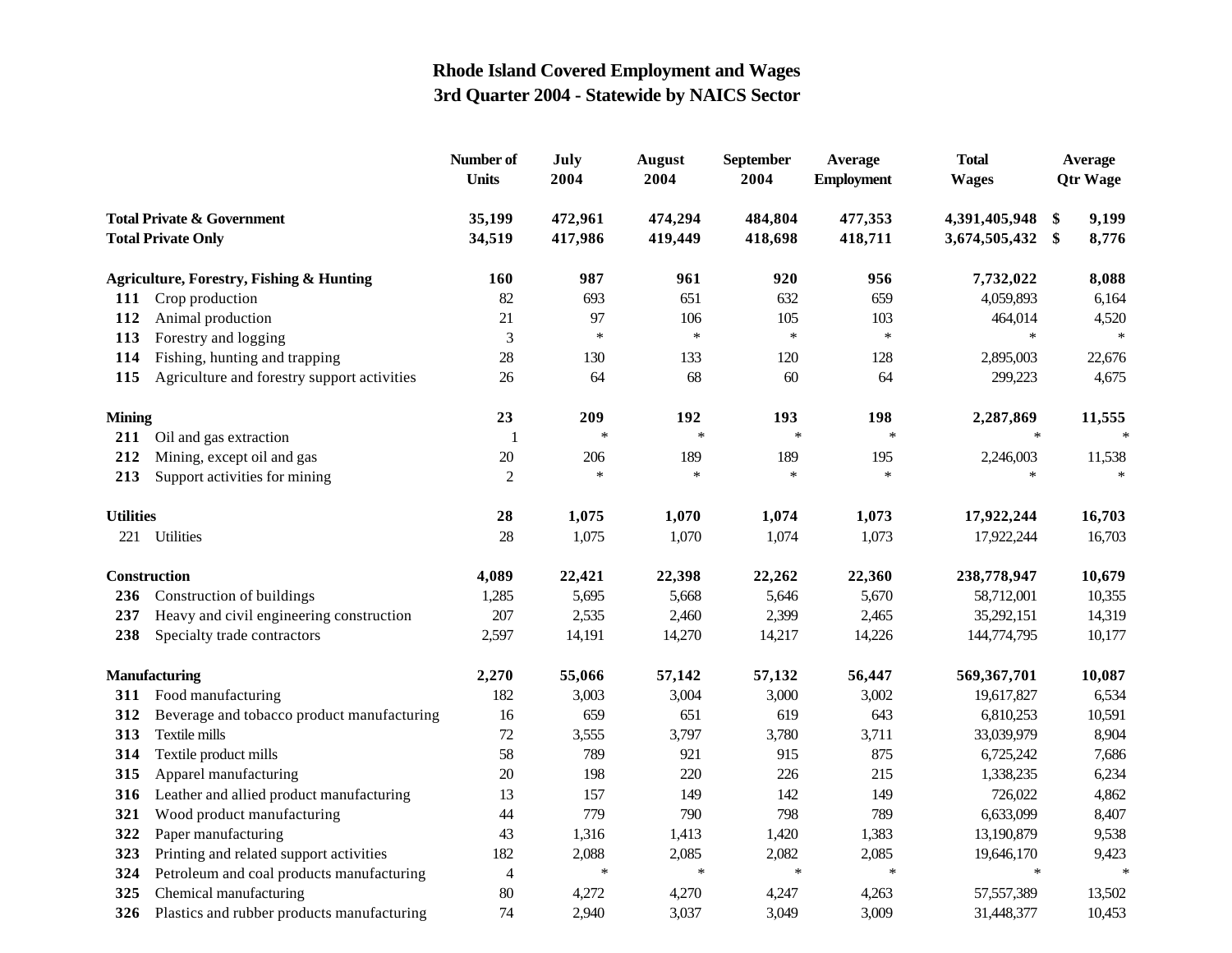# Rhode Island Covered Employment and Wages
## 3rd Quarter 2004 - Statewide by NAICS Sector

| | | Number of Units | July 2004 | August 2004 | September 2004 | Average Employment | Total Wages | Average Qtr Wage |
|---|---|---|---|---|---|---|---|---|
| **Total Private & Government** | | **35,199** | **472,961** | **474,294** | **484,804** | **477,353** | **4,391,405,948** | **$ 9,199** |
| **Total Private Only** | | **34,519** | **417,986** | **419,449** | **418,698** | **418,711** | **3,674,505,432** | **$ 8,776** |
| **Agriculture, Forestry, Fishing & Hunting** | | **160** | **987** | **961** | **920** | **956** | **7,732,022** | **8,088** |
| **111** | Crop production | 82 | 693 | 651 | 632 | 659 | 4,059,893 | 6,164 |
| **112** | Animal production | 21 | 97 | 106 | 105 | 103 | 464,014 | 4,520 |
| **113** | Forestry and logging | 3 | * | * | * | * | * | * |
| **114** | Fishing, hunting and trapping | 28 | 130 | 133 | 120 | 128 | 2,895,003 | 22,676 |
| **115** | Agriculture and forestry support activities | 26 | 64 | 68 | 60 | 64 | 299,223 | 4,675 |
| **Mining** | | **23** | **209** | **192** | **193** | **198** | **2,287,869** | **11,555** |
| **211** | Oil and gas extraction | 1 | * | * | * | * | * | * |
| **212** | Mining, except oil and gas | 20 | 206 | 189 | 189 | 195 | 2,246,003 | 11,538 |
| **213** | Support activities for mining | 2 | * | * | * | * | * | * |
| **Utilities** | | **28** | **1,075** | **1,070** | **1,074** | **1,073** | **17,922,244** | **16,703** |
| 221 | Utilities | 28 | 1,075 | 1,070 | 1,074 | 1,073 | 17,922,244 | 16,703 |
| **Construction** | | **4,089** | **22,421** | **22,398** | **22,262** | **22,360** | **238,778,947** | **10,679** |
| **236** | Construction of buildings | 1,285 | 5,695 | 5,668 | 5,646 | 5,670 | 58,712,001 | 10,355 |
| **237** | Heavy and civil engineering construction | 207 | 2,535 | 2,460 | 2,399 | 2,465 | 35,292,151 | 14,319 |
| **238** | Specialty trade contractors | 2,597 | 14,191 | 14,270 | 14,217 | 14,226 | 144,774,795 | 10,177 |
| **Manufacturing** | | **2,270** | **55,066** | **57,142** | **57,132** | **56,447** | **569,367,701** | **10,087** |
| **311** | Food manufacturing | 182 | 3,003 | 3,004 | 3,000 | 3,002 | 19,617,827 | 6,534 |
| **312** | Beverage and tobacco product manufacturing | 16 | 659 | 651 | 619 | 643 | 6,810,253 | 10,591 |
| **313** | Textile mills | 72 | 3,555 | 3,797 | 3,780 | 3,711 | 33,039,979 | 8,904 |
| **314** | Textile product mills | 58 | 789 | 921 | 915 | 875 | 6,725,242 | 7,686 |
| **315** | Apparel manufacturing | 20 | 198 | 220 | 226 | 215 | 1,338,235 | 6,234 |
| **316** | Leather and allied product manufacturing | 13 | 157 | 149 | 142 | 149 | 726,022 | 4,862 |
| **321** | Wood product manufacturing | 44 | 779 | 790 | 798 | 789 | 6,633,099 | 8,407 |
| **322** | Paper manufacturing | 43 | 1,316 | 1,413 | 1,420 | 1,383 | 13,190,879 | 9,538 |
| **323** | Printing and related support activities | 182 | 2,088 | 2,085 | 2,082 | 2,085 | 19,646,170 | 9,423 |
| **324** | Petroleum and coal products manufacturing | 4 | * | * | * | * | * | * |
| **325** | Chemical manufacturing | 80 | 4,272 | 4,270 | 4,247 | 4,263 | 57,557,389 | 13,502 |
| **326** | Plastics and rubber products manufacturing | 74 | 2,940 | 3,037 | 3,049 | 3,009 | 31,448,377 | 10,453 |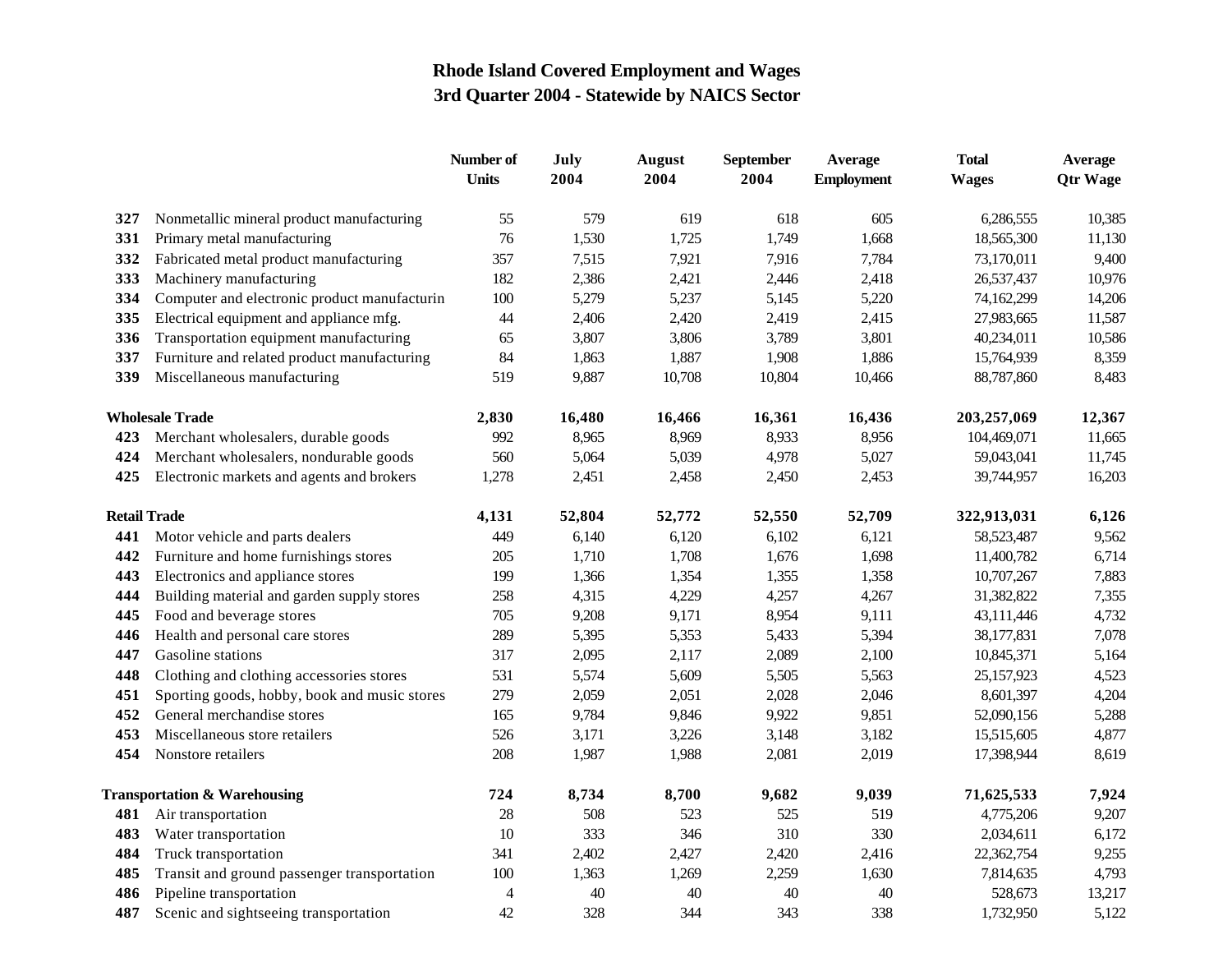# Rhode Island Covered Employment and Wages
## 3rd Quarter 2004 - Statewide by NAICS Sector

| | | Number of Units | July 2004 | August 2004 | September 2004 | Average Employment | Total Wages | Average Qtr Wage |
|---|---|---|---|---|---|---|---|---|
| 327 | Nonmetallic mineral product manufacturing | 55 | 579 | 619 | 618 | 605 | 6,286,555 | 10,385 |
| 331 | Primary metal manufacturing | 76 | 1,530 | 1,725 | 1,749 | 1,668 | 18,565,300 | 11,130 |
| 332 | Fabricated metal product manufacturing | 357 | 7,515 | 7,921 | 7,916 | 7,784 | 73,170,011 | 9,400 |
| 333 | Machinery manufacturing | 182 | 2,386 | 2,421 | 2,446 | 2,418 | 26,537,437 | 10,976 |
| 334 | Computer and electronic product manufacturin | 100 | 5,279 | 5,237 | 5,145 | 5,220 | 74,162,299 | 14,206 |
| 335 | Electrical equipment and appliance mfg. | 44 | 2,406 | 2,420 | 2,419 | 2,415 | 27,983,665 | 11,587 |
| 336 | Transportation equipment manufacturing | 65 | 3,807 | 3,806 | 3,789 | 3,801 | 40,234,011 | 10,586 |
| 337 | Furniture and related product manufacturing | 84 | 1,863 | 1,887 | 1,908 | 1,886 | 15,764,939 | 8,359 |
| 339 | Miscellaneous manufacturing | 519 | 9,887 | 10,708 | 10,804 | 10,466 | 88,787,860 | 8,483 |
| **Wholesale Trade** | | **2,830** | **16,480** | **16,466** | **16,361** | **16,436** | **203,257,069** | **12,367** |
| 423 | Merchant wholesalers, durable goods | 992 | 8,965 | 8,969 | 8,933 | 8,956 | 104,469,071 | 11,665 |
| 424 | Merchant wholesalers, nondurable goods | 560 | 5,064 | 5,039 | 4,978 | 5,027 | 59,043,041 | 11,745 |
| 425 | Electronic markets and agents and brokers | 1,278 | 2,451 | 2,458 | 2,450 | 2,453 | 39,744,957 | 16,203 |
| **Retail Trade** | | **4,131** | **52,804** | **52,772** | **52,550** | **52,709** | **322,913,031** | **6,126** |
| 441 | Motor vehicle and parts dealers | 449 | 6,140 | 6,120 | 6,102 | 6,121 | 58,523,487 | 9,562 |
| 442 | Furniture and home furnishings stores | 205 | 1,710 | 1,708 | 1,676 | 1,698 | 11,400,782 | 6,714 |
| 443 | Electronics and appliance stores | 199 | 1,366 | 1,354 | 1,355 | 1,358 | 10,707,267 | 7,883 |
| 444 | Building material and garden supply stores | 258 | 4,315 | 4,229 | 4,257 | 4,267 | 31,382,822 | 7,355 |
| 445 | Food and beverage stores | 705 | 9,208 | 9,171 | 8,954 | 9,111 | 43,111,446 | 4,732 |
| 446 | Health and personal care stores | 289 | 5,395 | 5,353 | 5,433 | 5,394 | 38,177,831 | 7,078 |
| 447 | Gasoline stations | 317 | 2,095 | 2,117 | 2,089 | 2,100 | 10,845,371 | 5,164 |
| 448 | Clothing and clothing accessories stores | 531 | 5,574 | 5,609 | 5,505 | 5,563 | 25,157,923 | 4,523 |
| 451 | Sporting goods, hobby, book and music stores | 279 | 2,059 | 2,051 | 2,028 | 2,046 | 8,601,397 | 4,204 |
| 452 | General merchandise stores | 165 | 9,784 | 9,846 | 9,922 | 9,851 | 52,090,156 | 5,288 |
| 453 | Miscellaneous store retailers | 526 | 3,171 | 3,226 | 3,148 | 3,182 | 15,515,605 | 4,877 |
| 454 | Nonstore retailers | 208 | 1,987 | 1,988 | 2,081 | 2,019 | 17,398,944 | 8,619 |
| **Transportation & Warehousing** | | **724** | **8,734** | **8,700** | **9,682** | **9,039** | **71,625,533** | **7,924** |
| 481 | Air transportation | 28 | 508 | 523 | 525 | 519 | 4,775,206 | 9,207 |
| 483 | Water transportation | 10 | 333 | 346 | 310 | 330 | 2,034,611 | 6,172 |
| 484 | Truck transportation | 341 | 2,402 | 2,427 | 2,420 | 2,416 | 22,362,754 | 9,255 |
| 485 | Transit and ground passenger transportation | 100 | 1,363 | 1,269 | 2,259 | 1,630 | 7,814,635 | 4,793 |
| 486 | Pipeline transportation | 4 | 40 | 40 | 40 | 40 | 528,673 | 13,217 |
| 487 | Scenic and sightseeing transportation | 42 | 328 | 344 | 343 | 338 | 1,732,950 | 5,122 |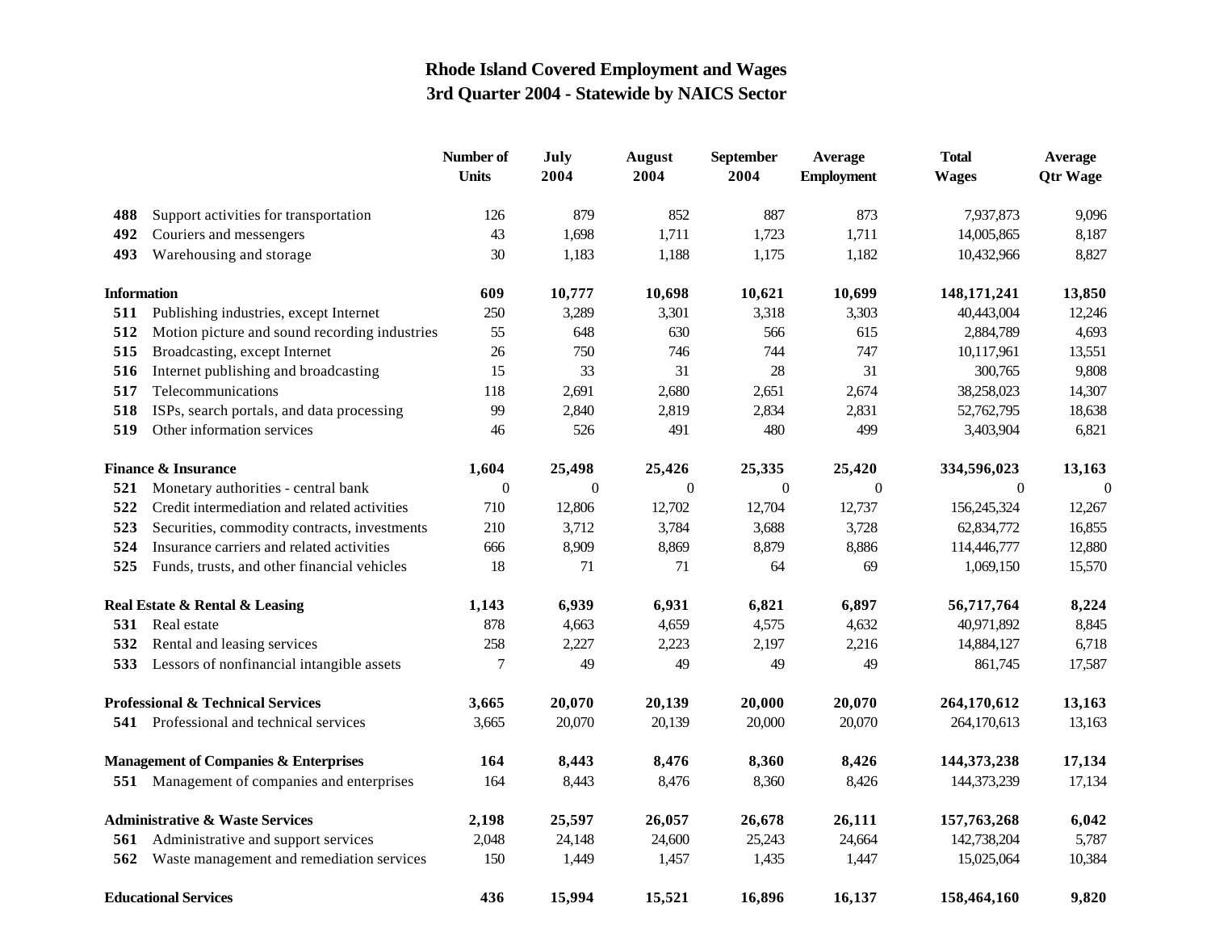**Rhode Island Covered Employment and Wages**
**3rd Quarter 2004 - Statewide by NAICS Sector**

| | | Number of Units | July 2004 | August 2004 | September 2004 | Average Employment | Total Wages | Average Qtr Wage |
|---|---|---|---|---|---|---|---|---|
| **488** | Support activities for transportation | 126 | 879 | 852 | 887 | 873 | 7,937,873 | 9,096 |
| **492** | Couriers and messengers | 43 | 1,698 | 1,711 | 1,723 | 1,711 | 14,005,865 | 8,187 |
| **493** | Warehousing and storage | 30 | 1,183 | 1,188 | 1,175 | 1,182 | 10,432,966 | 8,827 |
| **Information** | | **609** | **10,777** | **10,698** | **10,621** | **10,699** | **148,171,241** | **13,850** |
| **511** | Publishing industries, except Internet | 250 | 3,289 | 3,301 | 3,318 | 3,303 | 40,443,004 | 12,246 |
| **512** | Motion picture and sound recording industries | 55 | 648 | 630 | 566 | 615 | 2,884,789 | 4,693 |
| **515** | Broadcasting, except Internet | 26 | 750 | 746 | 744 | 747 | 10,117,961 | 13,551 |
| **516** | Internet publishing and broadcasting | 15 | 33 | 31 | 28 | 31 | 300,765 | 9,808 |
| **517** | Telecommunications | 118 | 2,691 | 2,680 | 2,651 | 2,674 | 38,258,023 | 14,307 |
| **518** | ISPs, search portals, and data processing | 99 | 2,840 | 2,819 | 2,834 | 2,831 | 52,762,795 | 18,638 |
| **519** | Other information services | 46 | 526 | 491 | 480 | 499 | 3,403,904 | 6,821 |
| **Finance & Insurance** | | **1,604** | **25,498** | **25,426** | **25,335** | **25,420** | **334,596,023** | **13,163** |
| **521** | Monetary authorities - central bank | 0 | 0 | 0 | 0 | 0 | 0 | 0 |
| **522** | Credit intermediation and related activities | 710 | 12,806 | 12,702 | 12,704 | 12,737 | 156,245,324 | 12,267 |
| **523** | Securities, commodity contracts, investments | 210 | 3,712 | 3,784 | 3,688 | 3,728 | 62,834,772 | 16,855 |
| **524** | Insurance carriers and related activities | 666 | 8,909 | 8,869 | 8,879 | 8,886 | 114,446,777 | 12,880 |
| **525** | Funds, trusts, and other financial vehicles | 18 | 71 | 71 | 64 | 69 | 1,069,150 | 15,570 |
| **Real Estate & Rental & Leasing** | | **1,143** | **6,939** | **6,931** | **6,821** | **6,897** | **56,717,764** | **8,224** |
| **531** | Real estate | 878 | 4,663 | 4,659 | 4,575 | 4,632 | 40,971,892 | 8,845 |
| **532** | Rental and leasing services | 258 | 2,227 | 2,223 | 2,197 | 2,216 | 14,884,127 | 6,718 |
| **533** | Lessors of nonfinancial intangible assets | 7 | 49 | 49 | 49 | 49 | 861,745 | 17,587 |
| **Professional & Technical Services** | | **3,665** | **20,070** | **20,139** | **20,000** | **20,070** | **264,170,612** | **13,163** |
| **541** | Professional and technical services | 3,665 | 20,070 | 20,139 | 20,000 | 20,070 | 264,170,613 | 13,163 |
| **Management of Companies & Enterprises** | | **164** | **8,443** | **8,476** | **8,360** | **8,426** | **144,373,238** | **17,134** |
| **551** | Management of companies and enterprises | 164 | 8,443 | 8,476 | 8,360 | 8,426 | 144,373,239 | 17,134 |
| **Administrative & Waste Services** | | **2,198** | **25,597** | **26,057** | **26,678** | **26,111** | **157,763,268** | **6,042** |
| **561** | Administrative and support services | 2,048 | 24,148 | 24,600 | 25,243 | 24,664 | 142,738,204 | 5,787 |
| **562** | Waste management and remediation services | 150 | 1,449 | 1,457 | 1,435 | 1,447 | 15,025,064 | 10,384 |
| **Educational Services** | | **436** | **15,994** | **15,521** | **16,896** | **16,137** | **158,464,160** | **9,820** |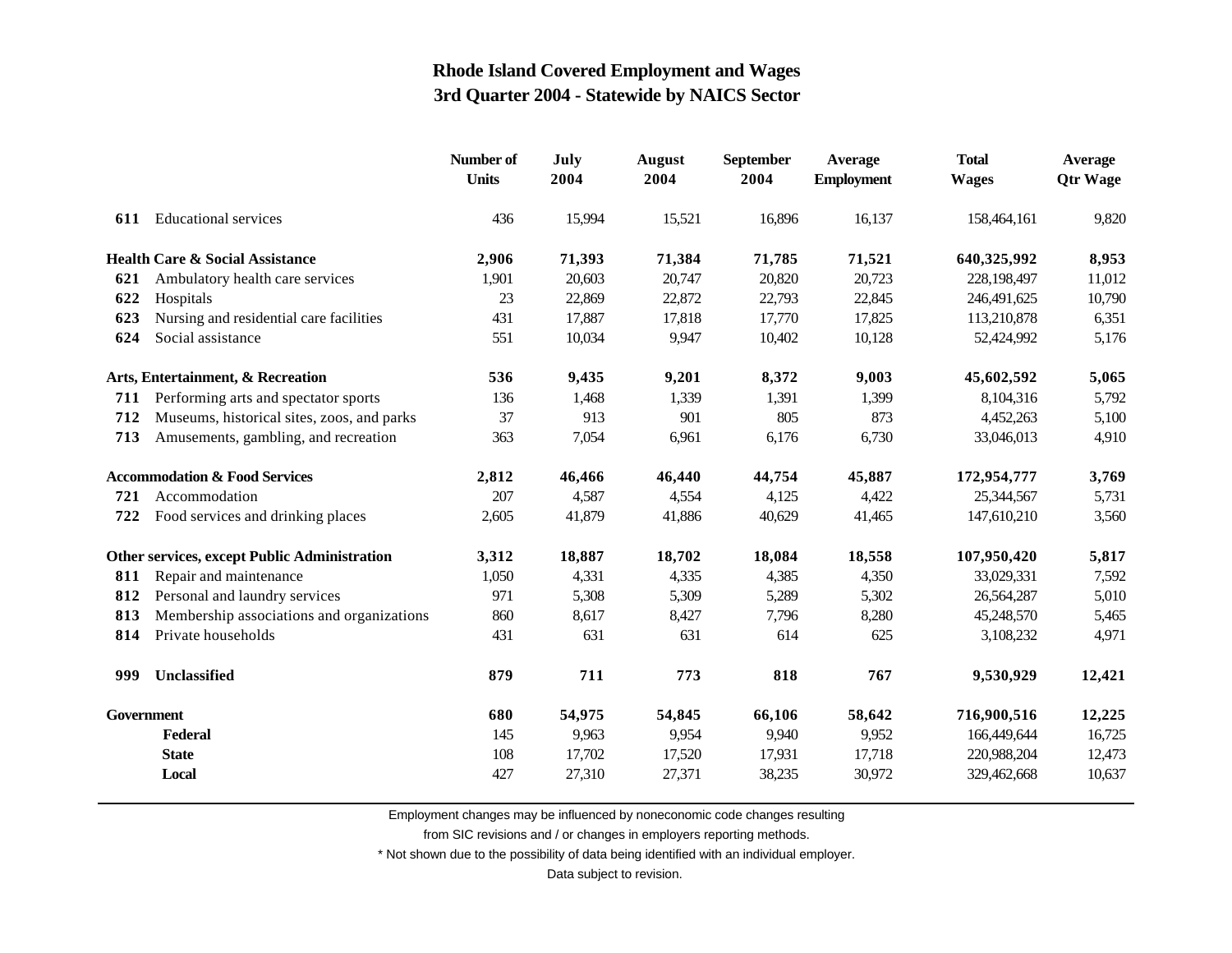# Rhode Island Covered Employment and Wages
## 3rd Quarter 2004 - Statewide by NAICS Sector

| | | Number of Units | July 2004 | August 2004 | September 2004 | Average Employment | Total Wages | Average Qtr Wage |
|---|---|---|---|---|---|---|---|---|
| 611 | Educational services | 436 | 15,994 | 15,521 | 16,896 | 16,137 | 158,464,161 | 9,820 |
| **Health Care & Social Assistance** | | **2,906** | **71,393** | **71,384** | **71,785** | **71,521** | **640,325,992** | **8,953** |
| 621 | Ambulatory health care services | 1,901 | 20,603 | 20,747 | 20,820 | 20,723 | 228,198,497 | 11,012 |
| 622 | Hospitals | 23 | 22,869 | 22,872 | 22,793 | 22,845 | 246,491,625 | 10,790 |
| 623 | Nursing and residential care facilities | 431 | 17,887 | 17,818 | 17,770 | 17,825 | 113,210,878 | 6,351 |
| 624 | Social assistance | 551 | 10,034 | 9,947 | 10,402 | 10,128 | 52,424,992 | 5,176 |
| **Arts, Entertainment, & Recreation** | | **536** | **9,435** | **9,201** | **8,372** | **9,003** | **45,602,592** | **5,065** |
| 711 | Performing arts and spectator sports | 136 | 1,468 | 1,339 | 1,391 | 1,399 | 8,104,316 | 5,792 |
| 712 | Museums, historical sites, zoos, and parks | 37 | 913 | 901 | 805 | 873 | 4,452,263 | 5,100 |
| 713 | Amusements, gambling, and recreation | 363 | 7,054 | 6,961 | 6,176 | 6,730 | 33,046,013 | 4,910 |
| **Accommodation & Food Services** | | **2,812** | **46,466** | **46,440** | **44,754** | **45,887** | **172,954,777** | **3,769** |
| 721 | Accommodation | 207 | 4,587 | 4,554 | 4,125 | 4,422 | 25,344,567 | 5,731 |
| 722 | Food services and drinking places | 2,605 | 41,879 | 41,886 | 40,629 | 41,465 | 147,610,210 | 3,560 |
| **Other services, except Public Administration** | | **3,312** | **18,887** | **18,702** | **18,084** | **18,558** | **107,950,420** | **5,817** |
| 811 | Repair and maintenance | 1,050 | 4,331 | 4,335 | 4,385 | 4,350 | 33,029,331 | 7,592 |
| 812 | Personal and laundry services | 971 | 5,308 | 5,309 | 5,289 | 5,302 | 26,564,287 | 5,010 |
| 813 | Membership associations and organizations | 860 | 8,617 | 8,427 | 7,796 | 8,280 | 45,248,570 | 5,465 |
| 814 | Private households | 431 | 631 | 631 | 614 | 625 | 3,108,232 | 4,971 |
| **999** | **Unclassified** | **879** | **711** | **773** | **818** | **767** | **9,530,929** | **12,421** |
| **Government** | | **680** | **54,975** | **54,845** | **66,106** | **58,642** | **716,900,516** | **12,225** |
| | **Federal** | 145 | 9,963 | 9,954 | 9,940 | 9,952 | 166,449,644 | 16,725 |
| | **State** | 108 | 17,702 | 17,520 | 17,931 | 17,718 | 220,988,204 | 12,473 |
| | **Local** | 427 | 27,310 | 27,371 | 38,235 | 30,972 | 329,462,668 | 10,637 |

Employment changes may be influenced by noneconomic code changes resulting from SIC revisions and / or changes in employers reporting methods.

* Not shown due to the possibility of data being identified with an individual employer.

Data subject to revision.